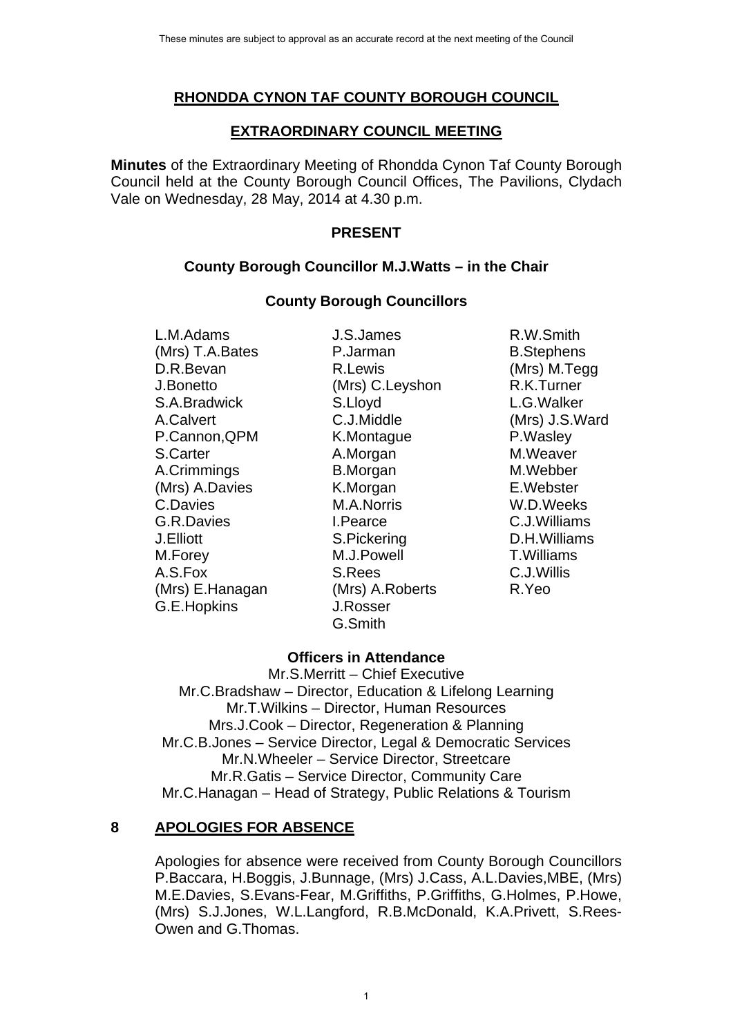These minutes are subject to approval as an accurate record at the next meeting of the Council

# RHONDDA CYNON TAF COUNTY BOROUGH COUNCIL

## EXTRAORDINARY COUNCIL MEETING

**Minutes** of the Extraordinary Meeting of Rhondda Cynon Taf County Borough Council held at the County Borough Council Offices, The Pavilions, Clydach Vale on Wednesday, 28 May, 2014 at 4.30 p.m.

### PRESENT

**County Borough Councillor M.J.Watts – in the Chair**

**County Borough Councillors**

L.M.Adams
(Mrs) T.A.Bates
D.R.Bevan
J.Bonetto
S.A.Bradwick
A.Calvert
P.Cannon,QPM
S.Carter
A.Crimmings
(Mrs) A.Davies
C.Davies
G.R.Davies
J.Elliott
M.Forey
A.S.Fox
(Mrs) E.Hanagan
G.E.Hopkins
J.S.James
P.Jarman
R.Lewis
(Mrs) C.Leyshon
S.Lloyd
C.J.Middle
K.Montague
A.Morgan
B.Morgan
K.Morgan
M.A.Norris
I.Pearce
S.Pickering
M.J.Powell
S.Rees
(Mrs) A.Roberts
J.Rosser
G.Smith
R.W.Smith
B.Stephens
(Mrs) M.Tegg
R.K.Turner
L.G.Walker
(Mrs) J.S.Ward
P.Wasley
M.Weaver
M.Webber
E.Webster
W.D.Weeks
C.J.Williams
D.H.Williams
T.Williams
C.J.Willis
R.Yeo

**Officers in Attendance**

Mr.S.Merritt – Chief Executive
Mr.C.Bradshaw – Director, Education & Lifelong Learning
Mr.T.Wilkins – Director, Human Resources
Mrs.J.Cook – Director, Regeneration & Planning
Mr.C.B.Jones – Service Director, Legal & Democratic Services
Mr.N.Wheeler – Service Director, Streetcare
Mr.R.Gatis – Service Director, Community Care
Mr.C.Hanagan – Head of Strategy, Public Relations & Tourism

## 8 APOLOGIES FOR ABSENCE

Apologies for absence were received from County Borough Councillors P.Baccara, H.Boggis, J.Bunnage, (Mrs) J.Cass, A.L.Davies,MBE, (Mrs) M.E.Davies, S.Evans-Fear, M.Griffiths, P.Griffiths, G.Holmes, P.Howe, (Mrs) S.J.Jones, W.L.Langford, R.B.McDonald, K.A.Privett, S.Rees-Owen and G.Thomas.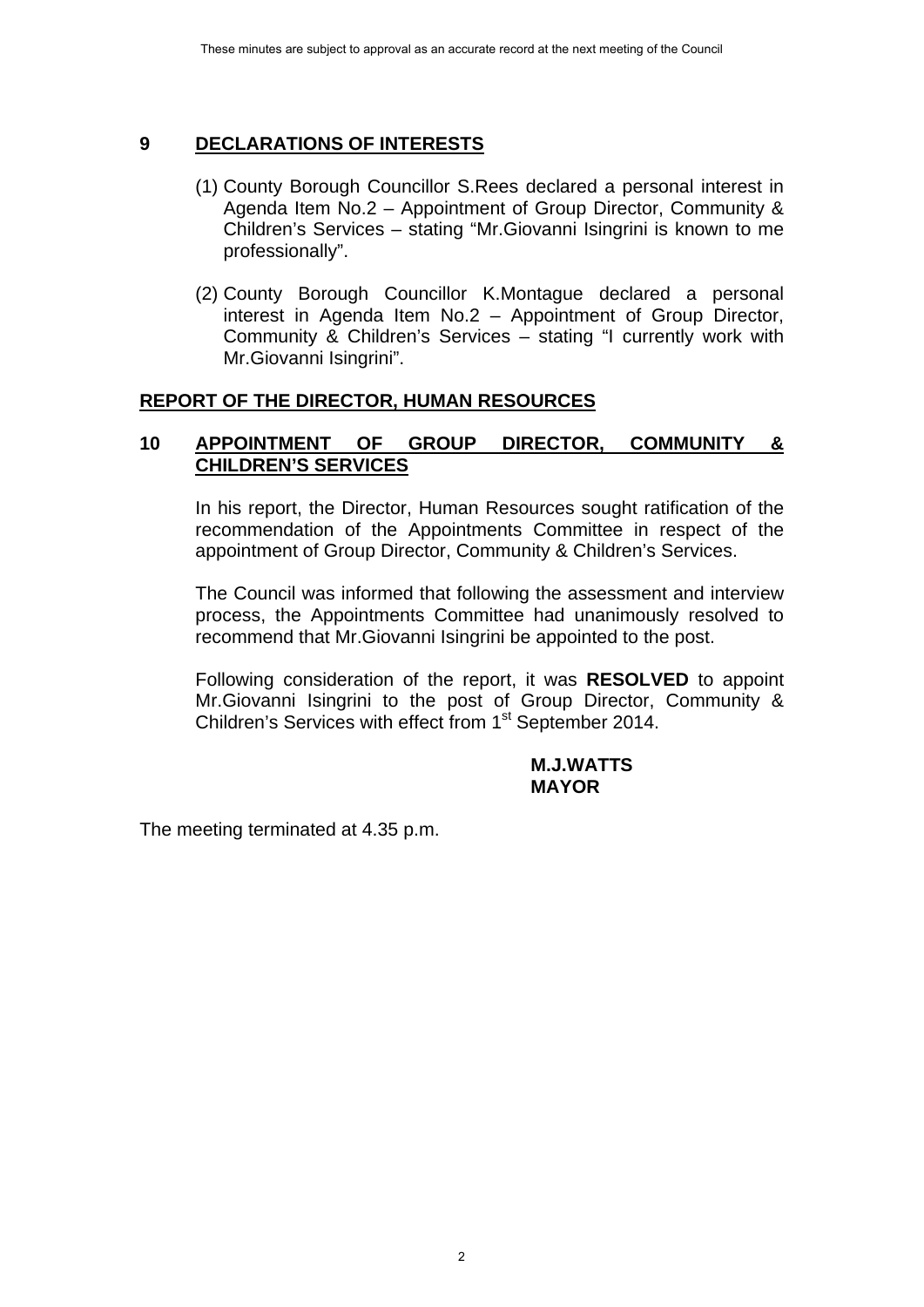These minutes are subject to approval as an accurate record at the next meeting of the Council

## 9 DECLARATIONS OF INTERESTS

(1) County Borough Councillor S.Rees declared a personal interest in Agenda Item No.2 – Appointment of Group Director, Community & Children's Services – stating "Mr.Giovanni Isingrini is known to me professionally".

(2) County Borough Councillor K.Montague declared a personal interest in Agenda Item No.2 – Appointment of Group Director, Community & Children's Services – stating "I currently work with Mr.Giovanni Isingrini".

## REPORT OF THE DIRECTOR, HUMAN RESOURCES

## 10 APPOINTMENT OF GROUP DIRECTOR, COMMUNITY & CHILDREN'S SERVICES

In his report, the Director, Human Resources sought ratification of the recommendation of the Appointments Committee in respect of the appointment of Group Director, Community & Children's Services.

The Council was informed that following the assessment and interview process, the Appointments Committee had unanimously resolved to recommend that Mr.Giovanni Isingrini be appointed to the post.

Following consideration of the report, it was **RESOLVED** to appoint Mr.Giovanni Isingrini to the post of Group Director, Community & Children's Services with effect from 1st September 2014.

**M.J.WATTS**
**MAYOR**

The meeting terminated at 4.35 p.m.